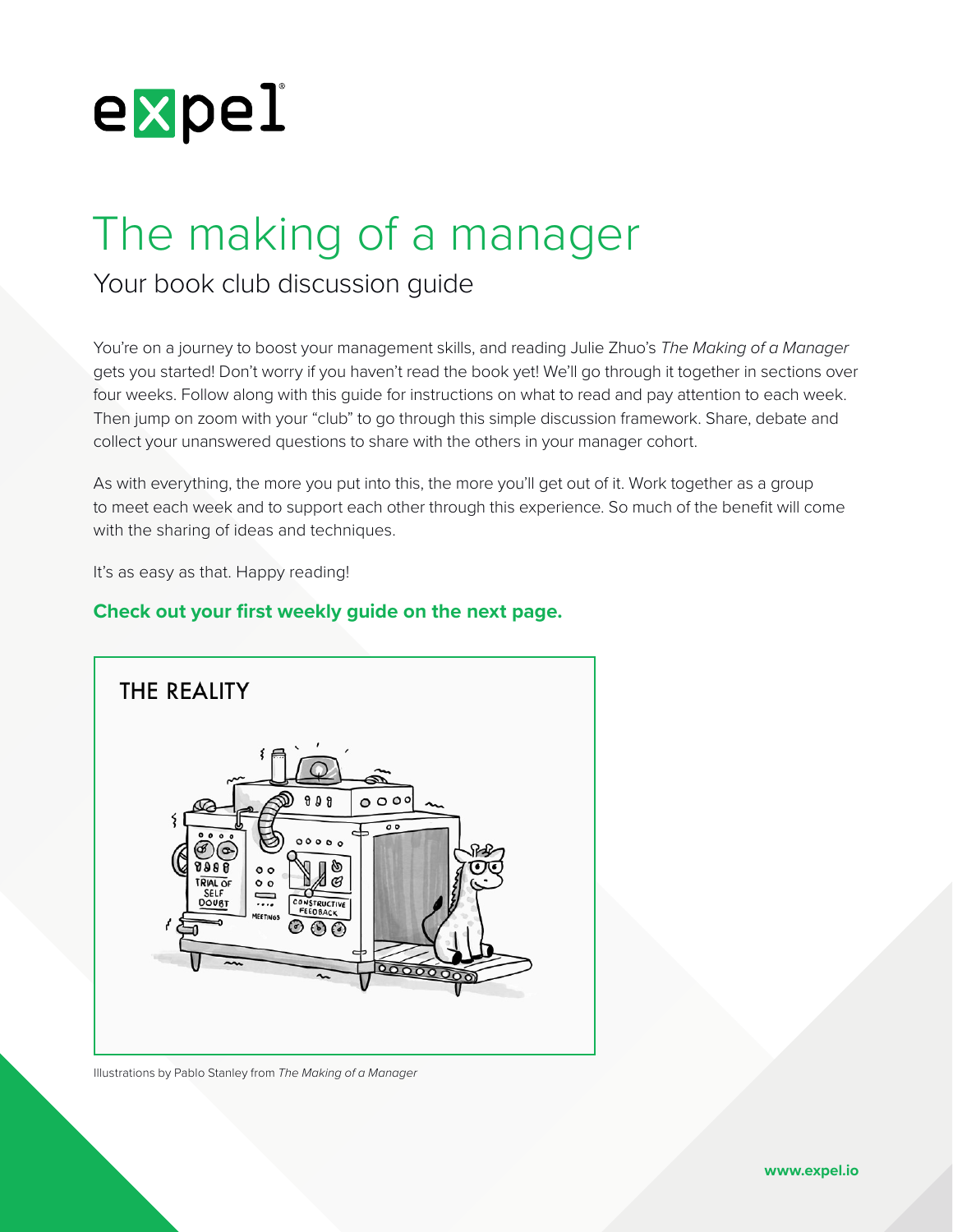expel

# The making of a manager

## Your book club discussion guide

You're on a journey to boost your management skills, and reading Julie Zhuo's *The Making of a Manager* gets you started! Don't worry if you haven't read the book yet! We'll go through it together in sections over four weeks. Follow along with this guide for instructions on what to read and pay attention to each week. Then jump on zoom with your "club" to go through this simple discussion framework. Share, debate and collect your unanswered questions to share with the others in your manager cohort.

As with everything, the more you put into this, the more you'll get out of it. Work together as a group to meet each week and to support each other through this experience. So much of the benefit will come with the sharing of ideas and techniques.

It's as easy as that. Happy reading!

**Check out your first weekly guide on the next page.**

THE REALITY

Illustrations by Pablo Stanley from *The Making of a Manager*

www.expel.io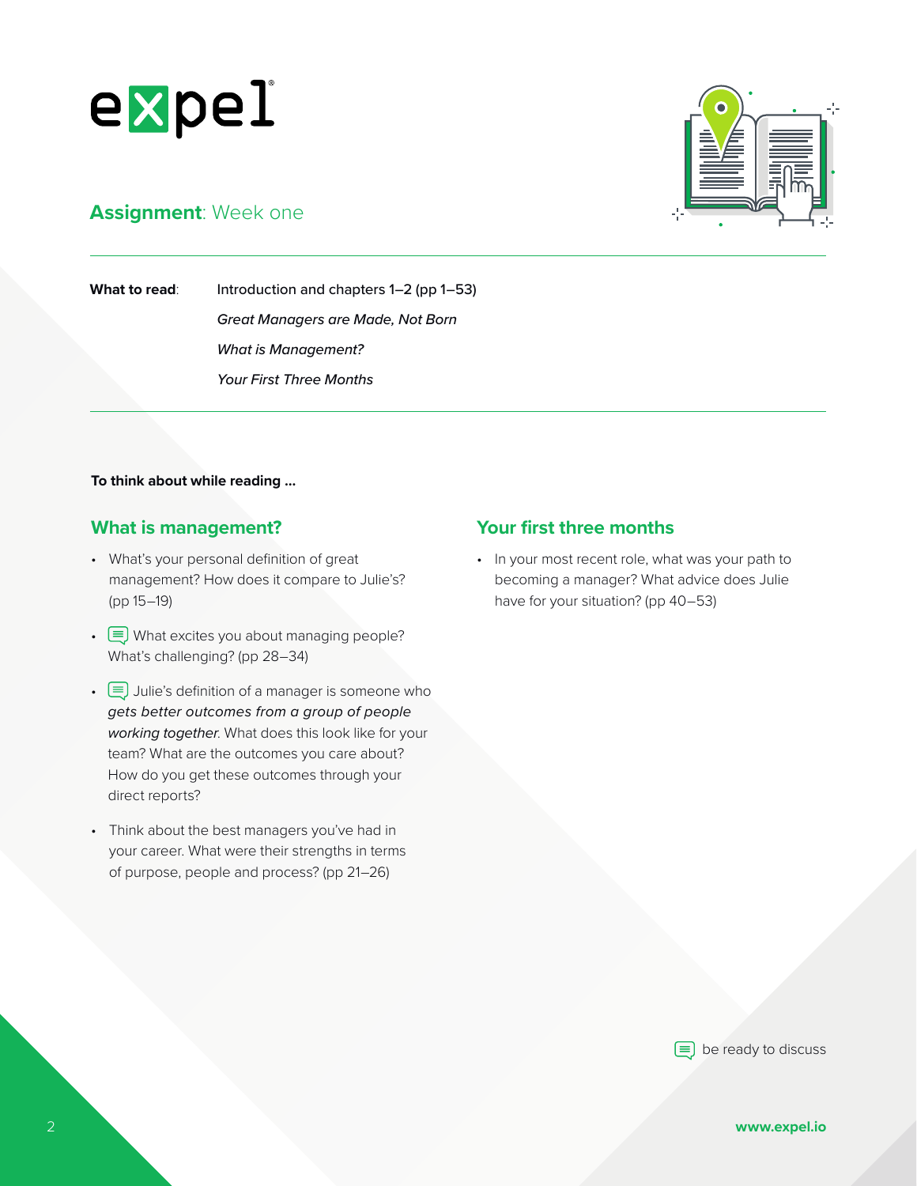**Assignment**: Week one

**What to read**: Introduction and chapters 1–2 (pp 1–53)

*Great Managers are Made, Not Born*

*What is Management?*

*Your First Three Months*

---

**To think about while reading …**

## What is management?

- What's your personal definition of great management? How does it compare to Julie's? (pp 15–19)
- What excites you about managing people? What's challenging? (pp 28–34)
- Julie's definition of a manager is someone who *gets better outcomes from a group of people working together*. What does this look like for your team? What are the outcomes you care about? How do you get these outcomes through your direct reports?
- Think about the best managers you've had in your career. What were their strengths in terms of purpose, people and process? (pp 21–26)

## Your first three months

- In your most recent role, what was your path to becoming a manager? What advice does Julie have for your situation? (pp 40–53)

be ready to discuss

www.expel.io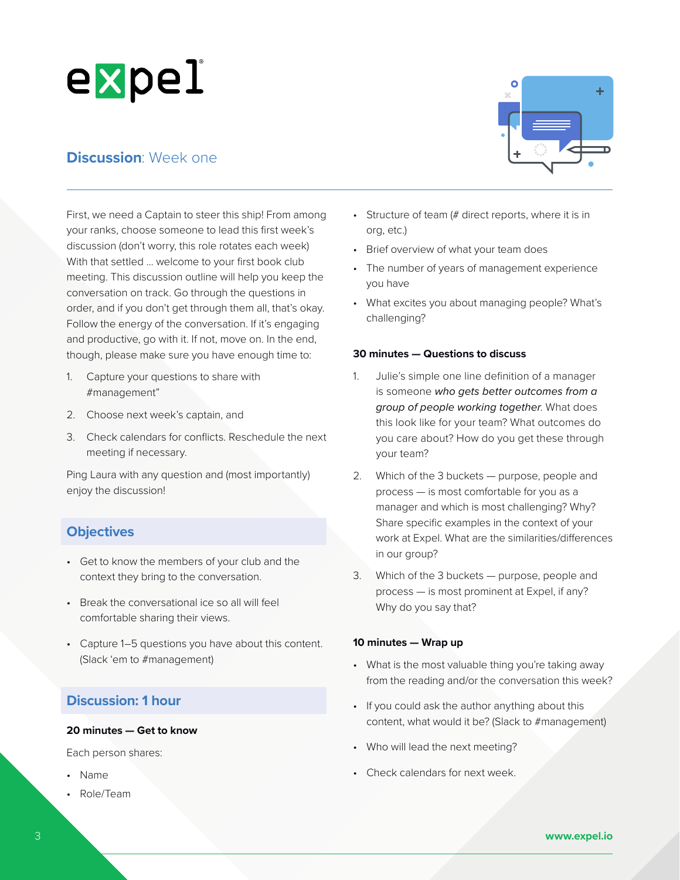## **Discussion**: Week one

First, we need a Captain to steer this ship! From among your ranks, choose someone to lead this first week's discussion (don't worry, this role rotates each week) With that settled … welcome to your first book club meeting. This discussion outline will help you keep the conversation on track. Go through the questions in order, and if you don't get through them all, that's okay. Follow the energy of the conversation. If it's engaging and productive, go with it. If not, move on. In the end, though, please make sure you have enough time to:

1. Capture your questions to share with #management"
2. Choose next week's captain, and
3. Check calendars for conflicts. Reschedule the next meeting if necessary.

Ping Laura with any question and (most importantly) enjoy the discussion!

### Objectives

- Get to know the members of your club and the context they bring to the conversation.
- Break the conversational ice so all will feel comfortable sharing their views.
- Capture 1–5 questions you have about this content. (Slack 'em to #management)

### Discussion: 1 hour

**20 minutes — Get to know**

Each person shares:

- Name
- Role/Team
- Structure of team (# direct reports, where it is in org, etc.)
- Brief overview of what your team does
- The number of years of management experience you have
- What excites you about managing people? What's challenging?

**30 minutes — Questions to discuss**

1. Julie's simple one line definition of a manager is someone *who gets better outcomes from a group of people working together*. What does this look like for your team? What outcomes do you care about? How do you get these through your team?
2. Which of the 3 buckets — purpose, people and process — is most comfortable for you as a manager and which is most challenging? Why? Share specific examples in the context of your work at Expel. What are the similarities/differences in our group?
3. Which of the 3 buckets — purpose, people and process — is most prominent at Expel, if any? Why do you say that?

**10 minutes — Wrap up**

- What is the most valuable thing you're taking away from the reading and/or the conversation this week?
- If you could ask the author anything about this content, what would it be? (Slack to #management)
- Who will lead the next meeting?
- Check calendars for next week.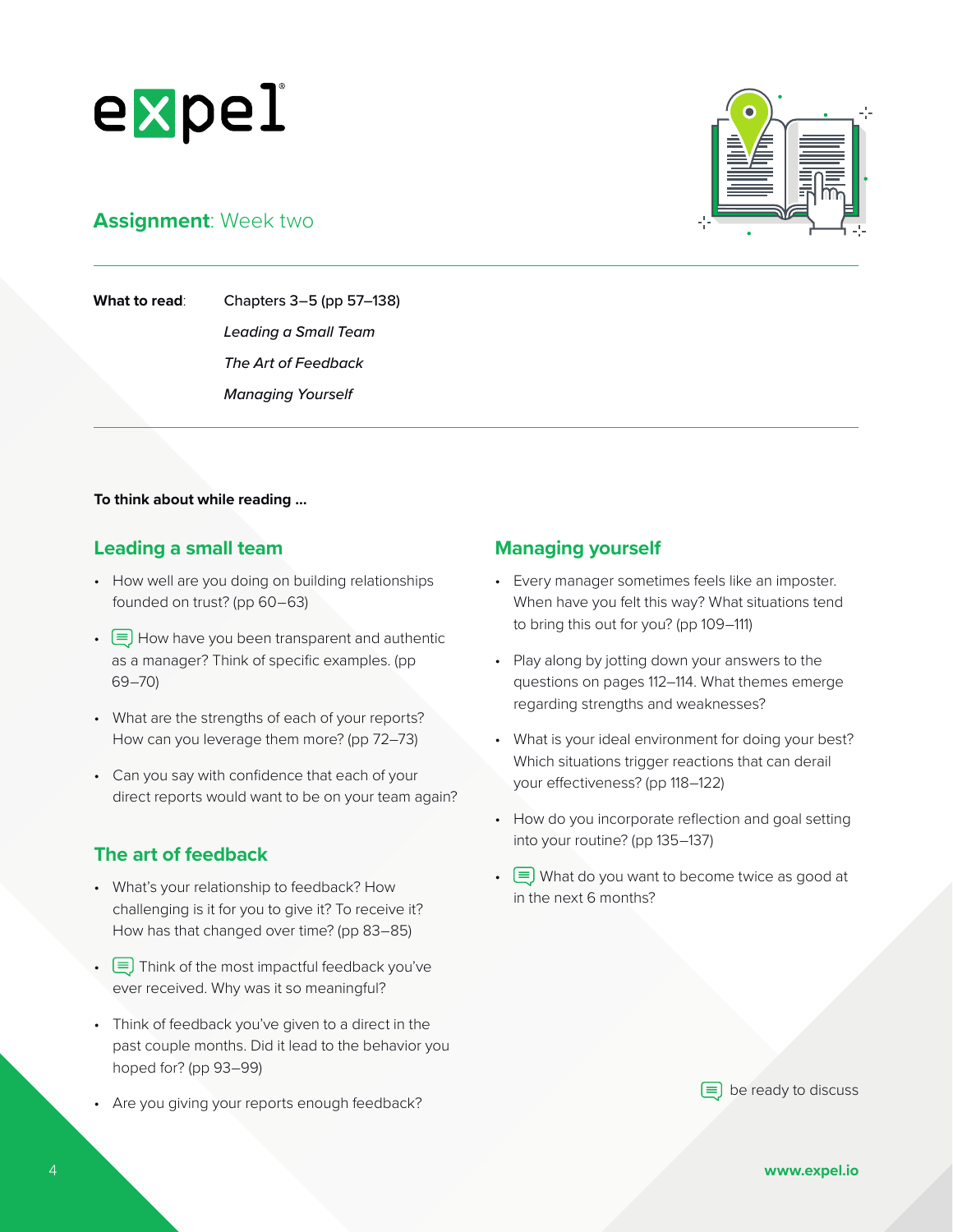expel

## **Assignment**: Week two

**What to read**: Chapters 3–5 (pp 57–138)

*Leading a Small Team*

*The Art of Feedback*

*Managing Yourself*

**To think about while reading ...**

### Leading a small team

- How well are you doing on building relationships founded on trust? (pp 60–63)
- 💬 How have you been transparent and authentic as a manager? Think of specific examples. (pp 69–70)
- What are the strengths of each of your reports? How can you leverage them more? (pp 72–73)
- Can you say with confidence that each of your direct reports would want to be on your team again?

### The art of feedback

- What's your relationship to feedback? How challenging is it for you to give it? To receive it? How has that changed over time? (pp 83–85)
- 💬 Think of the most impactful feedback you've ever received. Why was it so meaningful?
- Think of feedback you've given to a direct in the past couple months. Did it lead to the behavior you hoped for? (pp 93–99)
- Are you giving your reports enough feedback?

### Managing yourself

- Every manager sometimes feels like an imposter. When have you felt this way? What situations tend to bring this out for you? (pp 109–111)
- Play along by jotting down your answers to the questions on pages 112–114. What themes emerge regarding strengths and weaknesses?
- What is your ideal environment for doing your best? Which situations trigger reactions that can derail your effectiveness? (pp 118–122)
- How do you incorporate reflection and goal setting into your routine? (pp 135–137)
- 💬 What do you want to become twice as good at in the next 6 months?

💬 be ready to discuss

www.expel.io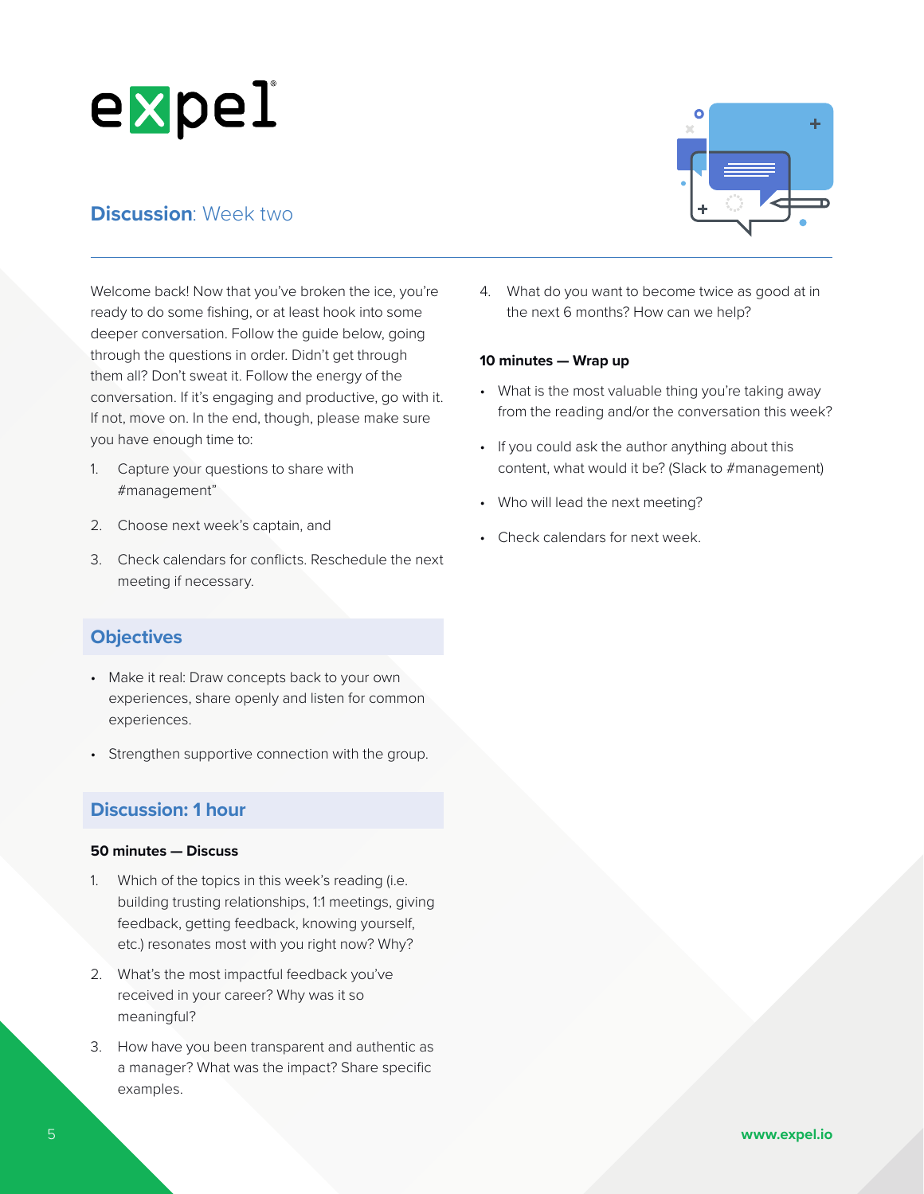## **Discussion**: Week two

Welcome back! Now that you've broken the ice, you're ready to do some fishing, or at least hook into some deeper conversation. Follow the guide below, going through the questions in order. Didn't get through them all? Don't sweat it. Follow the energy of the conversation. If it's engaging and productive, go with it. If not, move on. In the end, though, please make sure you have enough time to:

1. Capture your questions to share with #management"
2. Choose next week's captain, and
3. Check calendars for conflicts. Reschedule the next meeting if necessary.

### Objectives

- Make it real: Draw concepts back to your own experiences, share openly and listen for common experiences.
- Strengthen supportive connection with the group.

### Discussion: 1 hour

**50 minutes — Discuss**

1. Which of the topics in this week's reading (i.e. building trusting relationships, 1:1 meetings, giving feedback, getting feedback, knowing yourself, etc.) resonates most with you right now? Why?
2. What's the most impactful feedback you've received in your career? Why was it so meaningful?
3. How have you been transparent and authentic as a manager? What was the impact? Share specific examples.
4. What do you want to become twice as good at in the next 6 months? How can we help?

**10 minutes — Wrap up**

- What is the most valuable thing you're taking away from the reading and/or the conversation this week?
- If you could ask the author anything about this content, what would it be? (Slack to #management)
- Who will lead the next meeting?
- Check calendars for next week.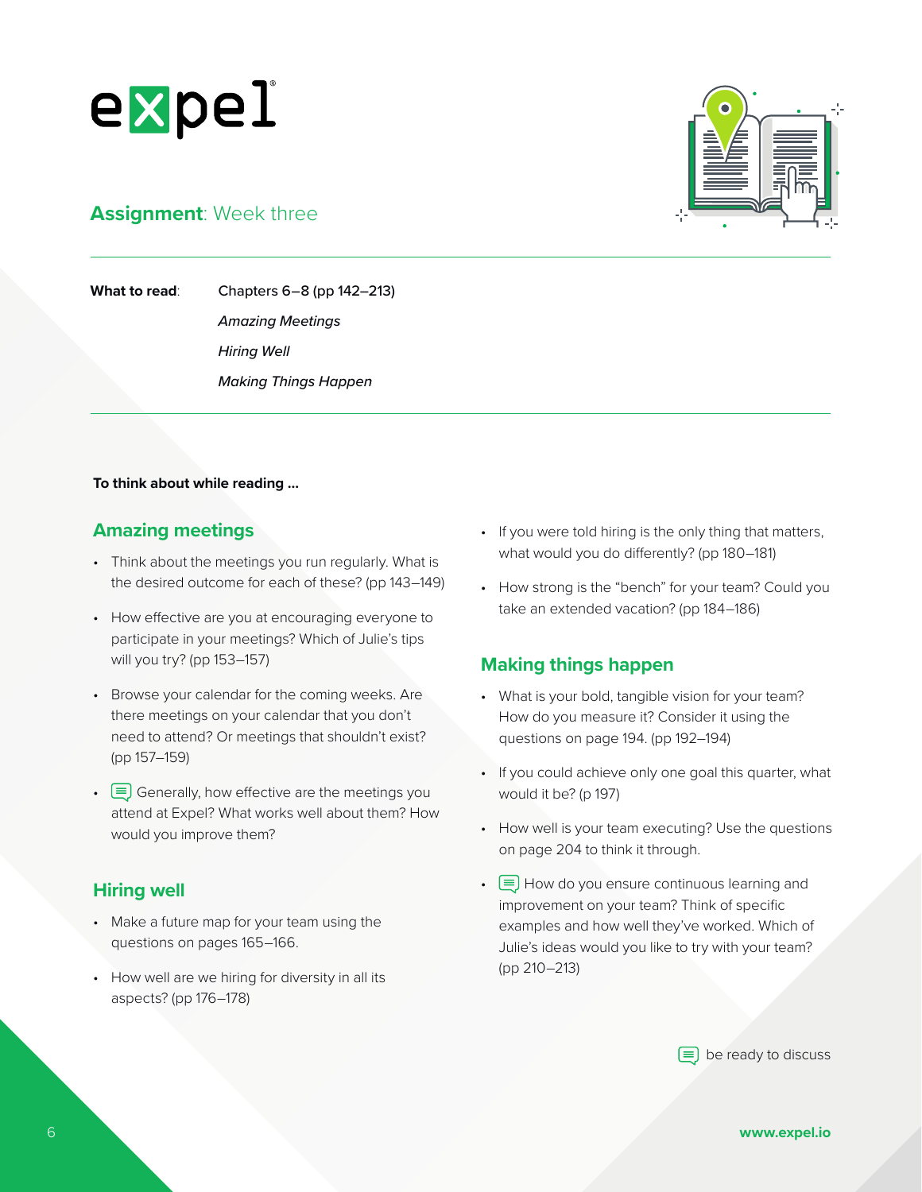expel

## **Assignment**: Week three

**What to read**: Chapters 6–8 (pp 142–213)

*Amazing Meetings*

*Hiring Well*

*Making Things Happen*

**To think about while reading ...**

### Amazing meetings

- Think about the meetings you run regularly. What is the desired outcome for each of these? (pp 143–149)
- How effective are you at encouraging everyone to participate in your meetings? Which of Julie's tips will you try? (pp 153–157)
- Browse your calendar for the coming weeks. Are there meetings on your calendar that you don't need to attend? Or meetings that shouldn't exist? (pp 157–159)
- 💬 Generally, how effective are the meetings you attend at Expel? What works well about them? How would you improve them?

### Hiring well

- Make a future map for your team using the questions on pages 165–166.
- How well are we hiring for diversity in all its aspects? (pp 176–178)
- If you were told hiring is the only thing that matters, what would you do differently? (pp 180–181)
- How strong is the "bench" for your team? Could you take an extended vacation? (pp 184–186)

### Making things happen

- What is your bold, tangible vision for your team? How do you measure it? Consider it using the questions on page 194. (pp 192–194)
- If you could achieve only one goal this quarter, what would it be? (p 197)
- How well is your team executing? Use the questions on page 204 to think it through.
- 💬 How do you ensure continuous learning and improvement on your team? Think of specific examples and how well they've worked. Which of Julie's ideas would you like to try with your team? (pp 210–213)

💬 be ready to discuss

www.expel.io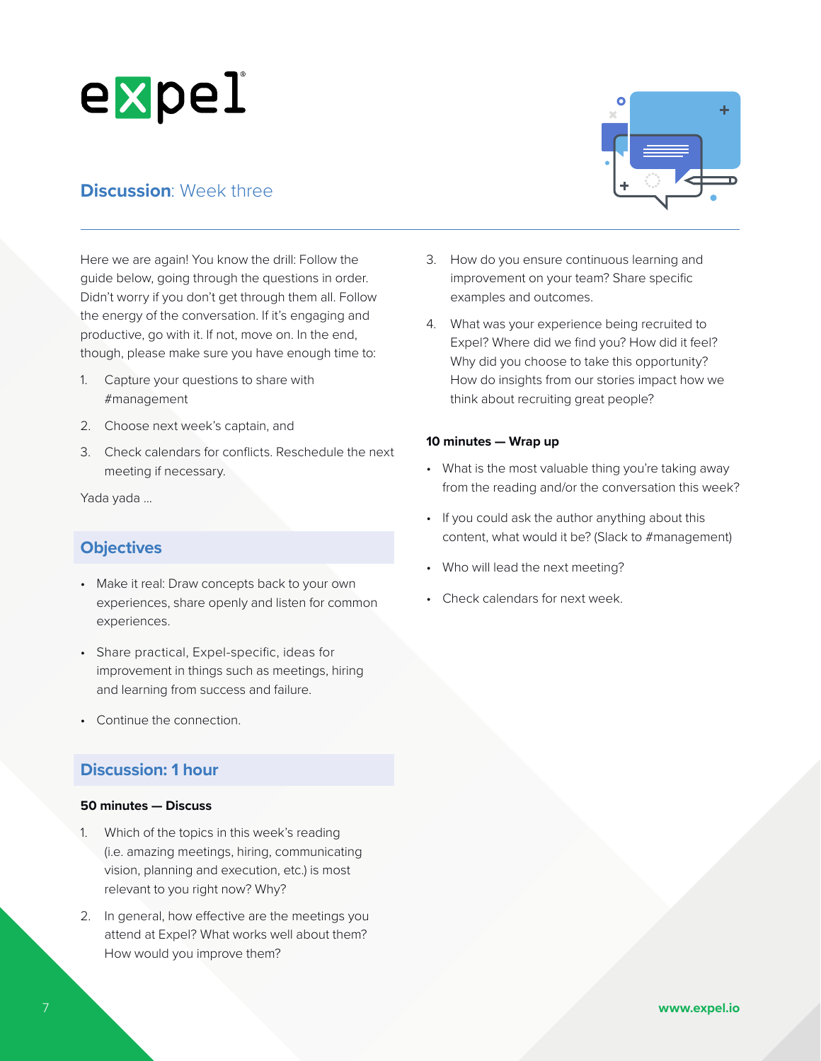## **Discussion**: Week three

Here we are again! You know the drill: Follow the guide below, going through the questions in order. Didn't worry if you don't get through them all. Follow the energy of the conversation. If it's engaging and productive, go with it. If not, move on. In the end, though, please make sure you have enough time to:

1. Capture your questions to share with #management
2. Choose next week's captain, and
3. Check calendars for conflicts. Reschedule the next meeting if necessary.

Yada yada ...

### Objectives

- Make it real: Draw concepts back to your own experiences, share openly and listen for common experiences.
- Share practical, Expel-specific, ideas for improvement in things such as meetings, hiring and learning from success and failure.
- Continue the connection.

### Discussion: 1 hour

**50 minutes — Discuss**

1. Which of the topics in this week's reading (i.e. amazing meetings, hiring, communicating vision, planning and execution, etc.) is most relevant to you right now? Why?
2. In general, how effective are the meetings you attend at Expel? What works well about them? How would you improve them?
3. How do you ensure continuous learning and improvement on your team? Share specific examples and outcomes.
4. What was your experience being recruited to Expel? Where did we find you? How did it feel? Why did you choose to take this opportunity? How do insights from our stories impact how we think about recruiting great people?

**10 minutes — Wrap up**

- What is the most valuable thing you're taking away from the reading and/or the conversation this week?
- If you could ask the author anything about this content, what would it be? (Slack to #management)
- Who will lead the next meeting?
- Check calendars for next week.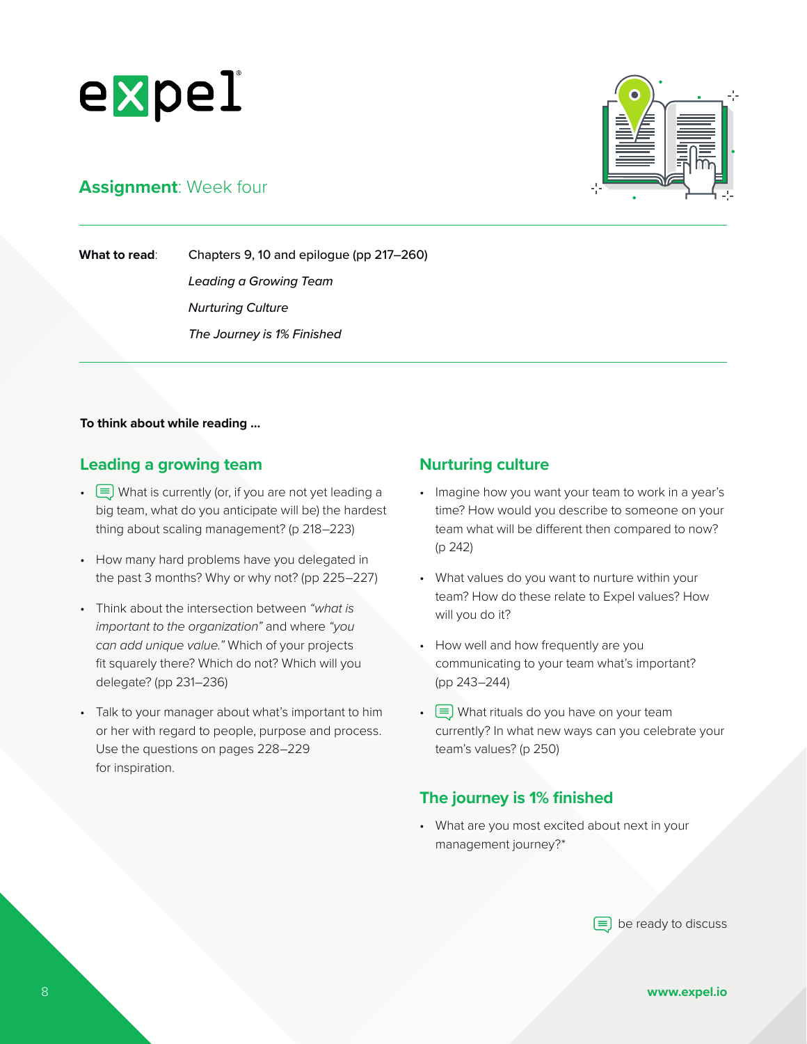expel

## **Assignment**: Week four

**What to read**: Chapters 9, 10 and epilogue (pp 217–260)

*Leading a Growing Team*

*Nurturing Culture*

*The Journey is 1% Finished*

**To think about while reading ...**

### Leading a growing team

- 💬 What is currently (or, if you are not yet leading a big team, what do you anticipate will be) the hardest thing about scaling management? (p 218–223)
- How many hard problems have you delegated in the past 3 months? Why or why not? (pp 225–227)
- Think about the intersection between *"what is important to the organization"* and where *"you can add unique value."* Which of your projects fit squarely there? Which do not? Which will you delegate? (pp 231–236)
- Talk to your manager about what's important to him or her with regard to people, purpose and process. Use the questions on pages 228–229 for inspiration.

### Nurturing culture

- Imagine how you want your team to work in a year's time? How would you describe to someone on your team what will be different then compared to now? (p 242)
- What values do you want to nurture within your team? How do these relate to Expel values? How will you do it?
- How well and how frequently are you communicating to your team what's important? (pp 243–244)
- 💬 What rituals do you have on your team currently? In what new ways can you celebrate your team's values? (p 250)

### The journey is 1% finished

- What are you most excited about next in your management journey?*

💬 be ready to discuss

www.expel.io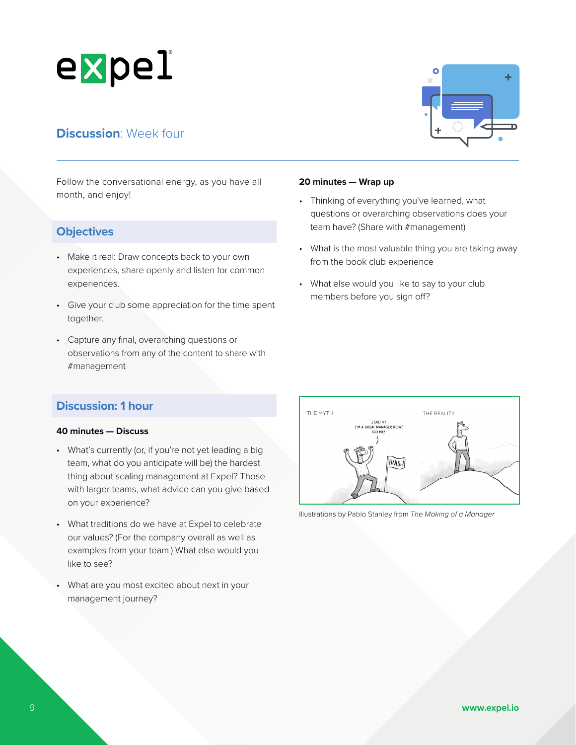## **Discussion**: Week four

Follow the conversational energy, as you have all month, and enjoy!

### Objectives

- Make it real: Draw concepts back to your own experiences, share openly and listen for common experiences.
- Give your club some appreciation for the time spent together.
- Capture any final, overarching questions or observations from any of the content to share with #management

### Discussion: 1 hour

**40 minutes — Discuss**

- What's currently (or, if you're not yet leading a big team, what do you anticipate will be) the hardest thing about scaling management at Expel? Those with larger teams, what advice can you give based on your experience?
- What traditions do we have at Expel to celebrate our values? (For the company overall as well as examples from your team.) What else would you like to see?
- What are you most excited about next in your management journey?

**20 minutes — Wrap up**

- Thinking of everything you've learned, what questions or overarching observations does your team have? (Share with #management)
- What is the most valuable thing you are taking away from the book club experience
- What else would you like to say to your club members before you sign off?

Illustrations by Pablo Stanley from *The Making of a Manager*